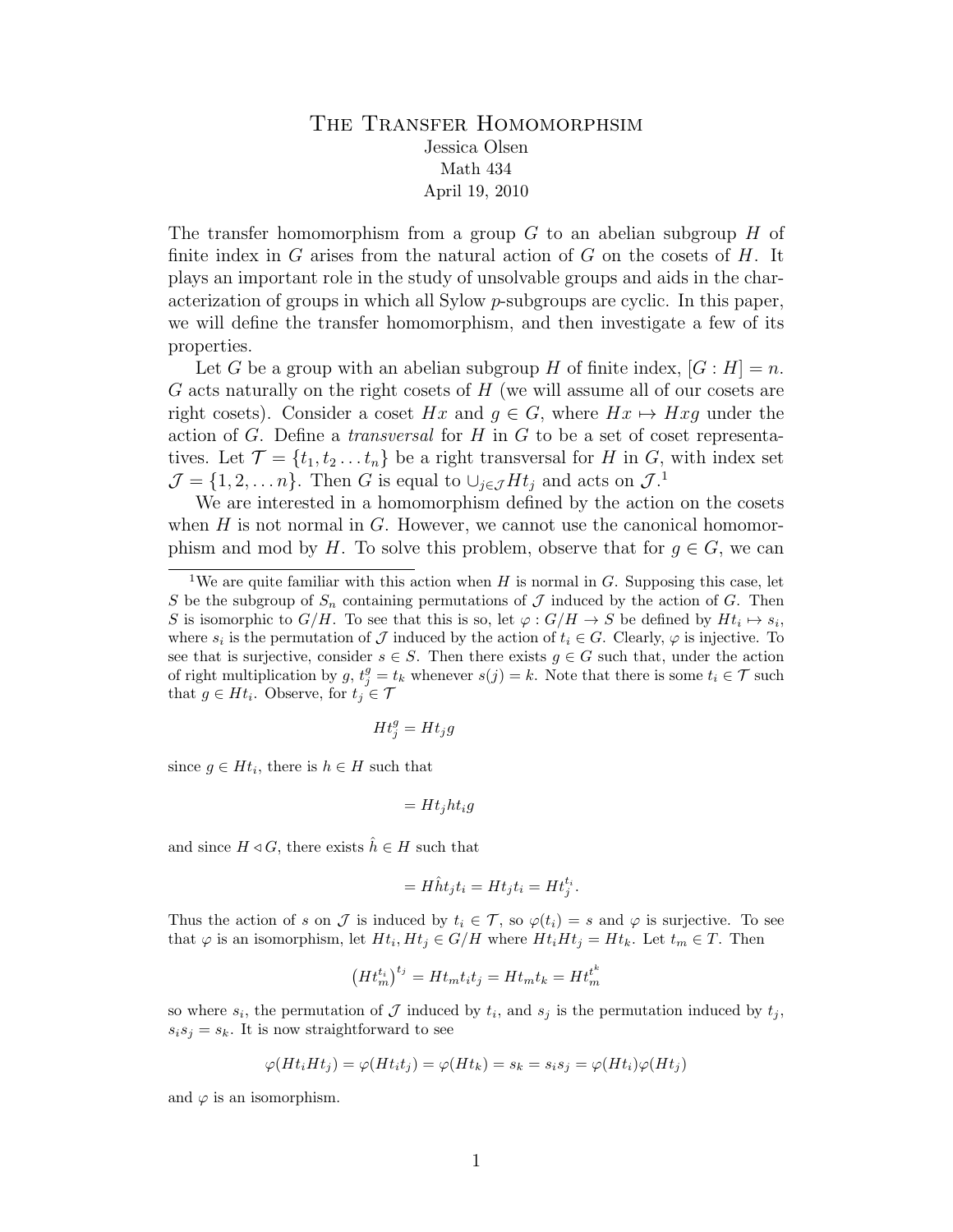# The Transfer Homomorphsim

Jessica Olsen
Math 434
April 19, 2010

The transfer homomorphism from a group $G$ to an abelian subgroup $H$ of finite index in $G$ arises from the natural action of $G$ on the cosets of $H$. It plays an important role in the study of unsolvable groups and aids in the characterization of groups in which all Sylow $p$-subgroups are cyclic. In this paper, we will define the transfer homomorphism, and then investigate a few of its properties.

Let $G$ be a group with an abelian subgroup $H$ of finite index, $[G : H] = n$. $G$ acts naturally on the right cosets of $H$ (we will assume all of our cosets are right cosets). Consider a coset $Hx$ and $g \in G$, where $Hx \mapsto Hxg$ under the action of $G$. Define a *transversal* for $H$ in $G$ to be a set of coset representatives. Let $\mathcal{T} = \{t_1, t_2 \ldots t_n\}$ be a right transversal for $H$ in $G$, with index set $\mathcal{J} = \{1, 2, \ldots n\}$. Then $G$ is equal to $\cup_{j \in \mathcal{J}} Ht_j$ and acts on $\mathcal{J}$.[1]

We are interested in a homomorphism defined by the action on the cosets when $H$ is not normal in $G$. However, we cannot use the canonical homomorphism and mod by $H$. To solve this problem, observe that for $g \in G$, we can

---

[1] We are quite familiar with this action when $H$ is normal in $G$. Supposing this case, let $S$ be the subgroup of $S_n$ containing permutations of $\mathcal{J}$ induced by the action of $G$. Then $S$ is isomorphic to $G/H$. To see that this is so, let $\varphi : G/H \to S$ be defined by $Ht_i \mapsto s_i$, where $s_i$ is the permutation of $\mathcal{J}$ induced by the action of $t_i \in G$. Clearly, $\varphi$ is injective. To see that is surjective, consider $s \in S$. Then there exists $g \in G$ such that, under the action of right multiplication by $g$, $t_j^g = t_k$ whenever $s(j) = k$. Note that there is some $t_i \in \mathcal{T}$ such that $g \in Ht_i$. Observe, for $t_j \in \mathcal{T}$

$$Ht_j^g = Ht_jg$$

since $g \in Ht_i$, there is $h \in H$ such that

$$= Ht_jht_ig$$

and since $H \triangleleft G$, there exists $\hat{h} \in H$ such that

$$= H\hat{h}t_jt_i = Ht_jt_i = Ht_j^{t_i}.$$

Thus the action of $s$ on $\mathcal{J}$ is induced by $t_i \in \mathcal{T}$, so $\varphi(t_i) = s$ and $\varphi$ is surjective. To see that $\varphi$ is an isomorphism, let $Ht_i, Ht_j \in G/H$ where $Ht_iHt_j = Ht_k$. Let $t_m \in T$. Then

$$\left(Ht_m^{t_i}\right)^{t_j} = Ht_mt_it_j = Ht_mt_k = Ht_m^{t^k}$$

so where $s_i$, the permutation of $\mathcal{J}$ induced by $t_i$, and $s_j$ is the permutation induced by $t_j$, $s_is_j = s_k$. It is now straightforward to see

$$\varphi(Ht_iHt_j) = \varphi(Ht_it_j) = \varphi(Ht_k) = s_k = s_is_j = \varphi(Ht_i)\varphi(Ht_j)$$

and $\varphi$ is an isomorphism.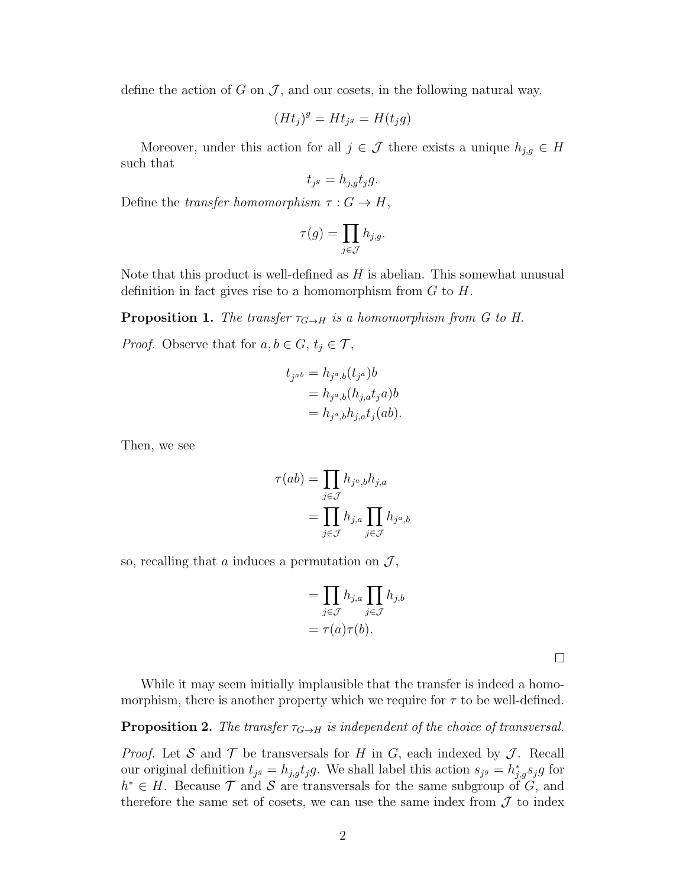define the action of $G$ on $\mathcal{J}$, and our cosets, in the following natural way.

$$(Ht_j)^g = Ht_{j^g} = H(t_j g)$$

Moreover, under this action for all $j \in \mathcal{J}$ there exists a unique $h_{j,g} \in H$ such that

$$t_{j^g} = h_{j,g} t_j g.$$

Define the *transfer homomorphism* $\tau : G \to H$,

$$\tau(g) = \prod_{j \in \mathcal{J}} h_{j,g}.$$

Note that this product is well-defined as $H$ is abelian. This somewhat unusual definition in fact gives rise to a homomorphism from $G$ to $H$.

**Proposition 1.** *The transfer $\tau_{G \to H}$ is a homomorphism from G to H.*

*Proof.* Observe that for $a, b \in G$, $t_j \in \mathcal{T}$,

$$\begin{aligned} t_{j^{ab}} &= h_{j^a,b}(t_{j^a})b \\ &= h_{j^a,b}(h_{j,a} t_j a)b \\ &= h_{j^a,b} h_{j,a} t_j (ab). \end{aligned}$$

Then, we see

$$\begin{aligned} \tau(ab) &= \prod_{j \in \mathcal{J}} h_{j^a,b} h_{j,a} \\ &= \prod_{j \in \mathcal{J}} h_{j,a} \prod_{j \in \mathcal{J}} h_{j^a,b} \end{aligned}$$

so, recalling that $a$ induces a permutation on $\mathcal{J}$,

$$\begin{aligned} &= \prod_{j \in \mathcal{J}} h_{j,a} \prod_{j \in \mathcal{J}} h_{j,b} \\ &= \tau(a)\tau(b). \end{aligned}$$

□

While it may seem initially implausible that the transfer is indeed a homomorphism, there is another property which we require for $\tau$ to be well-defined.

**Proposition 2.** *The transfer $\tau_{G \to H}$ is independent of the choice of transversal.*

*Proof.* Let $\mathcal{S}$ and $\mathcal{T}$ be transversals for $H$ in $G$, each indexed by $\mathcal{J}$. Recall our original definition $t_{j^g} = h_{j,g} t_j g$. We shall label this action $s_{j^g} = h^*_{j,g} s_j g$ for $h^* \in H$. Because $\mathcal{T}$ and $\mathcal{S}$ are transversals for the same subgroup of $G$, and therefore the same set of cosets, we can use the same index from $\mathcal{J}$ to index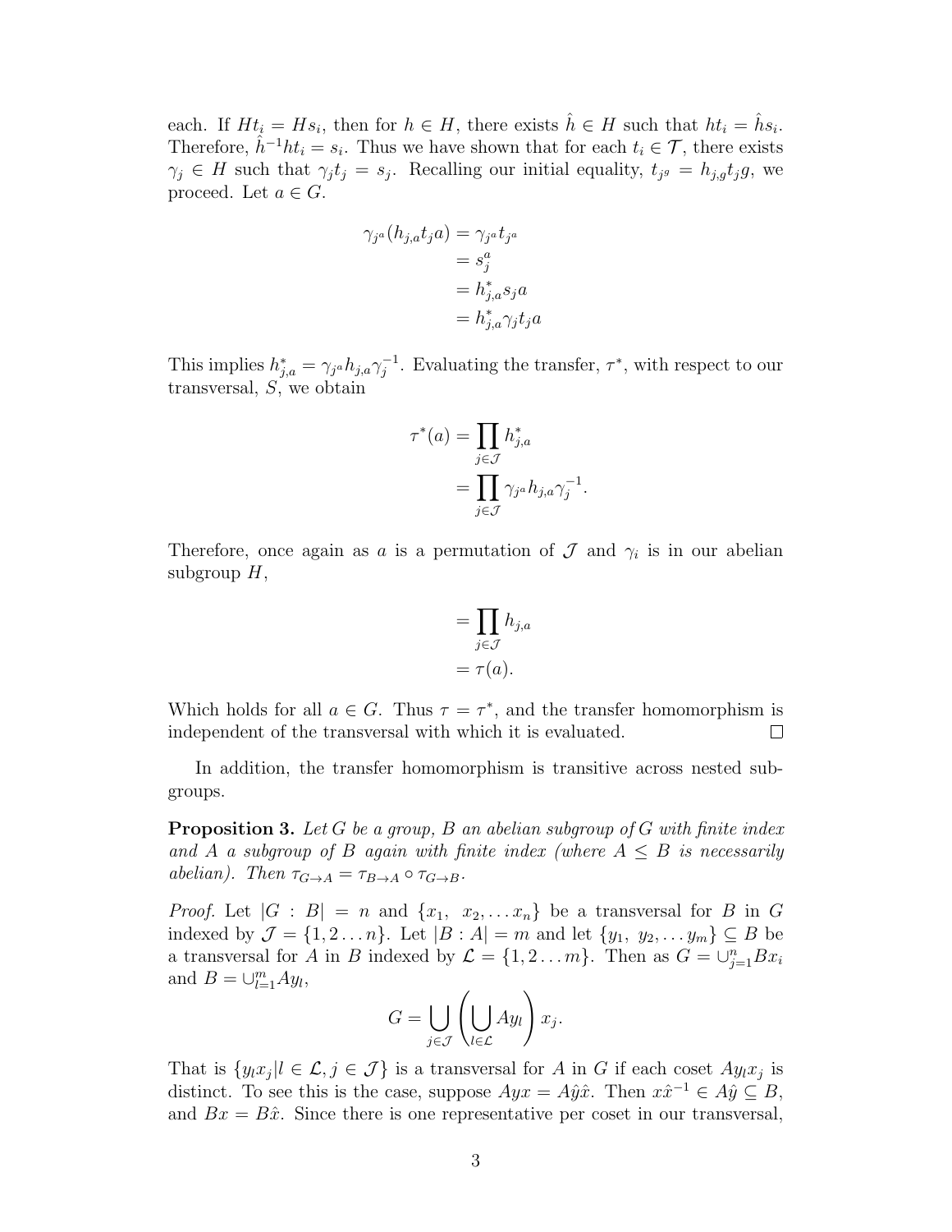each. If $Ht_i = Hs_i$, then for $h \in H$, there exists $\hat{h} \in H$ such that $ht_i = \hat{h}s_i$. Therefore, $\hat{h}^{-1}ht_i = s_i$. Thus we have shown that for each $t_i \in \mathcal{T}$, there exists $\gamma_j \in H$ such that $\gamma_j t_j = s_j$. Recalling our initial equality, $t_{j^g} = h_{j,g}t_j g$, we proceed. Let $a \in G$.

$$
\begin{aligned}
\gamma_{j^a}(h_{j,a}t_j a) &= \gamma_{j^a} t_{j^a} \\
&= s_j^a \\
&= h_{j,a}^* s_j a \\
&= h_{j,a}^* \gamma_j t_j a
\end{aligned}
$$

This implies $h_{j,a}^* = \gamma_{j^a} h_{j,a} \gamma_j^{-1}$. Evaluating the transfer, $\tau^*$, with respect to our transversal, $S$, we obtain

$$
\begin{aligned}
\tau^*(a) &= \prod_{j \in \mathcal{J}} h_{j,a}^* \\
&= \prod_{j \in \mathcal{J}} \gamma_{j^a} h_{j,a} \gamma_j^{-1}.
\end{aligned}
$$

Therefore, once again as $a$ is a permutation of $\mathcal{J}$ and $\gamma_i$ is in our abelian subgroup $H$,

$$
\begin{aligned}
&= \prod_{j \in \mathcal{J}} h_{j,a} \\
&= \tau(a).
\end{aligned}
$$

Which holds for all $a \in G$. Thus $\tau = \tau^*$, and the transfer homomorphism is independent of the transversal with which it is evaluated. □

In addition, the transfer homomorphism is transitive across nested subgroups.

**Proposition 3.** *Let $G$ be a group, $B$ an abelian subgroup of $G$ with finite index and $A$ a subgroup of $B$ again with finite index (where $A \leq B$ is necessarily abelian). Then $\tau_{G \to A} = \tau_{B \to A} \circ \tau_{G \to B}$.*

*Proof.* Let $|G : B| = n$ and $\{x_1,\ x_2, \ldots x_n\}$ be a transversal for $B$ in $G$ indexed by $\mathcal{J} = \{1, 2 \ldots n\}$. Let $|B : A| = m$ and let $\{y_1,\ y_2, \ldots y_m\} \subseteq B$ be a transversal for $A$ in $B$ indexed by $\mathcal{L} = \{1, 2 \ldots m\}$. Then as $G = \cup_{j=1}^n Bx_i$ and $B = \cup_{l=1}^m Ay_l$,

$$
G = \bigcup_{j \in \mathcal{J}} \left( \bigcup_{l \in \mathcal{L}} Ay_l \right) x_j.
$$

That is $\{y_l x_j | l \in \mathcal{L}, j \in \mathcal{J}\}$ is a transversal for $A$ in $G$ if each coset $Ay_l x_j$ is distinct. To see this is the case, suppose $Ayx = A\hat{y}\hat{x}$. Then $x\hat{x}^{-1} \in A\hat{y} \subseteq B$, and $Bx = B\hat{x}$. Since there is one representative per coset in our transversal,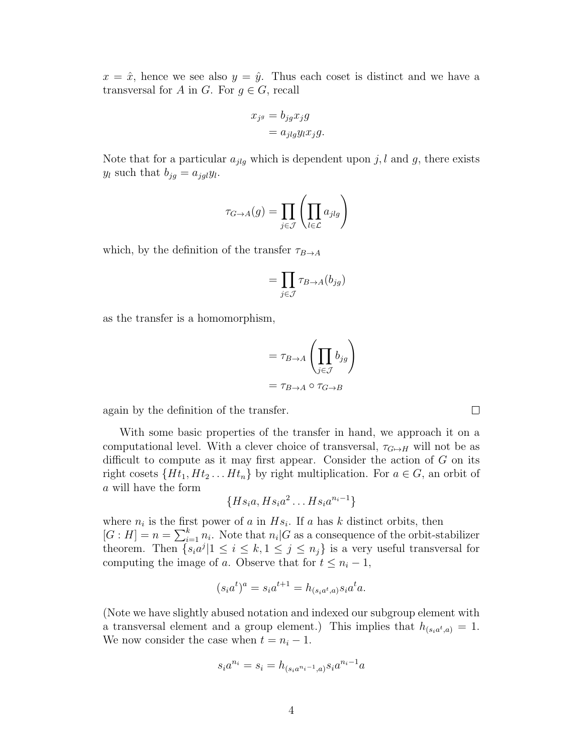$x = \hat{x}$, hence we see also $y = \hat{y}$. Thus each coset is distinct and we have a transversal for $A$ in $G$. For $g \in G$, recall

$$
\begin{aligned}
x_{j^g} &= b_{jg} x_j g \\
&= a_{jlg} y_l x_j g.
\end{aligned}
$$

Note that for a particular $a_{jlg}$ which is dependent upon $j, l$ and $g$, there exists $y_l$ such that $b_{jg} = a_{jgl} y_l$.

$$
\tau_{G \to A}(g) = \prod_{j \in \mathcal{J}} \left( \prod_{l \in \mathcal{L}} a_{jlg} \right)
$$

which, by the definition of the transfer $\tau_{B \to A}$

$$
= \prod_{j \in \mathcal{J}} \tau_{B \to A}(b_{jg})
$$

as the transfer is a homomorphism,

$$
\begin{aligned}
&= \tau_{B \to A} \left( \prod_{j \in \mathcal{J}} b_{jg} \right) \\
&= \tau_{B \to A} \circ \tau_{G \to B}
\end{aligned}
$$

again by the definition of the transfer. □

With some basic properties of the transfer in hand, we approach it on a computational level. With a clever choice of transversal, $\tau_{G \mapsto H}$ will not be as difficult to compute as it may first appear. Consider the action of $G$ on its right cosets $\{Ht_1, Ht_2 \dots Ht_n\}$ by right multiplication. For $a \in G$, an orbit of $a$ will have the form

$$
\{Hs_i a, Hs_i a^2 \dots Hs_i a^{n_i - 1}\}
$$

where $n_i$ is the first power of $a$ in $Hs_i$. If $a$ has $k$ distinct orbits, then $[G : H] = n = \sum_{i=1}^{k} n_i$. Note that $n_i | G$ as a consequence of the orbit-stabilizer theorem. Then $\{s_i a^j | 1 \leq i \leq k, 1 \leq j \leq n_j\}$ is a very useful transversal for computing the image of $a$. Observe that for $t \leq n_i - 1$,

$$
(s_i a^t)^a = s_i a^{t+1} = h_{(s_i a^t, a)} s_i a^t a.
$$

(Note we have slightly abused notation and indexed our subgroup element with a transversal element and a group element.) This implies that $h_{(s_i a^t, a)} = 1$. We now consider the case when $t = n_i - 1$.

$$
s_i a^{n_i} = s_i = h_{(s_i a^{n_i - 1}, a)} s_i a^{n_i - 1} a
$$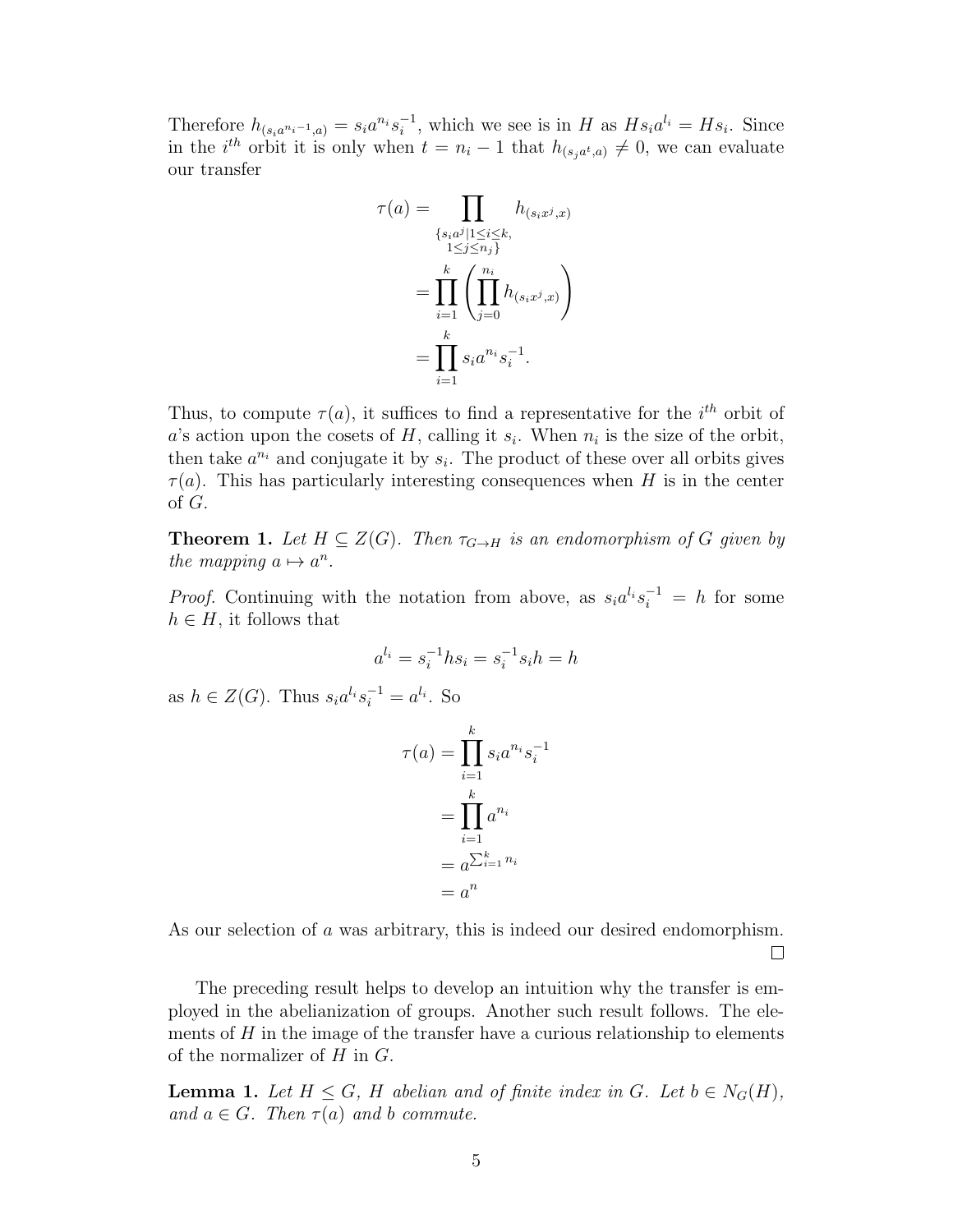Therefore $h_{(s_i a^{n_i - 1}, a)} = s_i a^{n_i} s_i^{-1}$, which we see is in $H$ as $H s_i a^{l_i} = H s_i$. Since in the $i^{th}$ orbit it is only when $t = n_i - 1$ that $h_{(s_j a^t, a)} \neq 0$, we can evaluate our transfer

$$
\begin{aligned}
\tau(a) &= \prod_{\substack{\{s_i a^j \mid 1 \leq i \leq k, \\ 1 \leq j \leq n_j\}}} h_{(s_i x^j, x)} \\
&= \prod_{i=1}^{k} \left( \prod_{j=0}^{n_i} h_{(s_i x^j, x)} \right) \\
&= \prod_{i=1}^{k} s_i a^{n_i} s_i^{-1}.
\end{aligned}
$$

Thus, to compute $\tau(a)$, it suffices to find a representative for the $i^{th}$ orbit of $a$'s action upon the cosets of $H$, calling it $s_i$. When $n_i$ is the size of the orbit, then take $a^{n_i}$ and conjugate it by $s_i$. The product of these over all orbits gives $\tau(a)$. This has particularly interesting consequences when $H$ is in the center of $G$.

**Theorem 1.** *Let $H \subseteq Z(G)$. Then $\tau_{G \to H}$ is an endomorphism of $G$ given by the mapping $a \mapsto a^n$.*

*Proof.* Continuing with the notation from above, as $s_i a^{l_i} s_i^{-1} = h$ for some $h \in H$, it follows that

$$a^{l_i} = s_i^{-1} h s_i = s_i^{-1} s_i h = h$$

as $h \in Z(G)$. Thus $s_i a^{l_i} s_i^{-1} = a^{l_i}$. So

$$
\begin{aligned}
\tau(a) &= \prod_{i=1}^{k} s_i a^{n_i} s_i^{-1} \\
&= \prod_{i=1}^{k} a^{n_i} \\
&= a^{\sum_{i=1}^{k} n_i} \\
&= a^n
\end{aligned}
$$

As our selection of $a$ was arbitrary, this is indeed our desired endomorphism. $\square$

The preceding result helps to develop an intuition why the transfer is employed in the abelianization of groups. Another such result follows. The elements of $H$ in the image of the transfer have a curious relationship to elements of the normalizer of $H$ in $G$.

**Lemma 1.** *Let $H \leq G$, $H$ abelian and of finite index in $G$. Let $b \in N_G(H)$, and $a \in G$. Then $\tau(a)$ and $b$ commute.*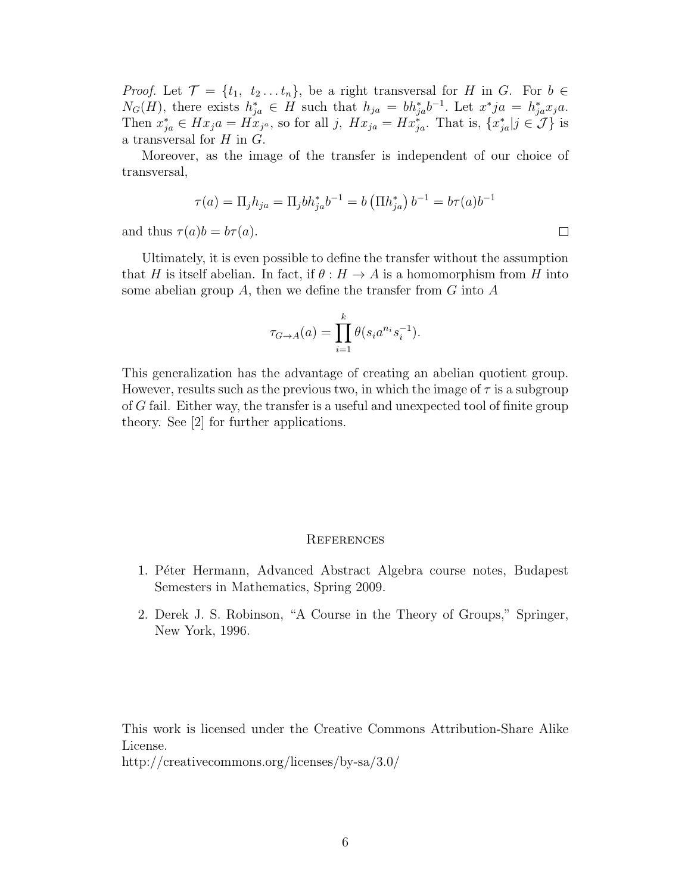*Proof.* Let $\mathcal{T} = \{t_1,\ t_2 \dots t_n\}$, be a right transversal for $H$ in $G$. For $b \in N_G(H)$, there exists $h^*_{ja} \in H$ such that $h_{ja} = bh^*_{ja}b^{-1}$. Let $x^*ja = h^*_{ja}x_ja$. Then $x^*_{ja} \in Hx_ja = Hx_{j^a}$, so for all $j$, $Hx_{ja} = Hx^*_{ja}$. That is, $\{x^*_{ja} | j \in \mathcal{J}\}$ is a transversal for $H$ in $G$.

Moreover, as the image of the transfer is independent of our choice of transversal,

$$\tau(a) = \Pi_j h_{ja} = \Pi_j bh^*_{ja}b^{-1} = b\left(\Pi h^*_{ja}\right)b^{-1} = b\tau(a)b^{-1}$$

and thus $\tau(a)b = b\tau(a)$. □

Ultimately, it is even possible to define the transfer without the assumption that $H$ is itself abelian. In fact, if $\theta : H \to A$ is a homomorphism from $H$ into some abelian group $A$, then we define the transfer from $G$ into $A$

$$\tau_{G\to A}(a) = \prod_{i=1}^{k} \theta(s_i a^{n_i} s_i^{-1}).$$

This generalization has the advantage of creating an abelian quotient group. However, results such as the previous two, in which the image of $\tau$ is a subgroup of $G$ fail. Either way, the transfer is a useful and unexpected tool of finite group theory. See [2] for further applications.

## References

1. Péter Hermann, Advanced Abstract Algebra course notes, Budapest Semesters in Mathematics, Spring 2009.
2. Derek J. S. Robinson, "A Course in the Theory of Groups," Springer, New York, 1996.

This work is licensed under the Creative Commons Attribution-Share Alike License.
http://creativecommons.org/licenses/by-sa/3.0/